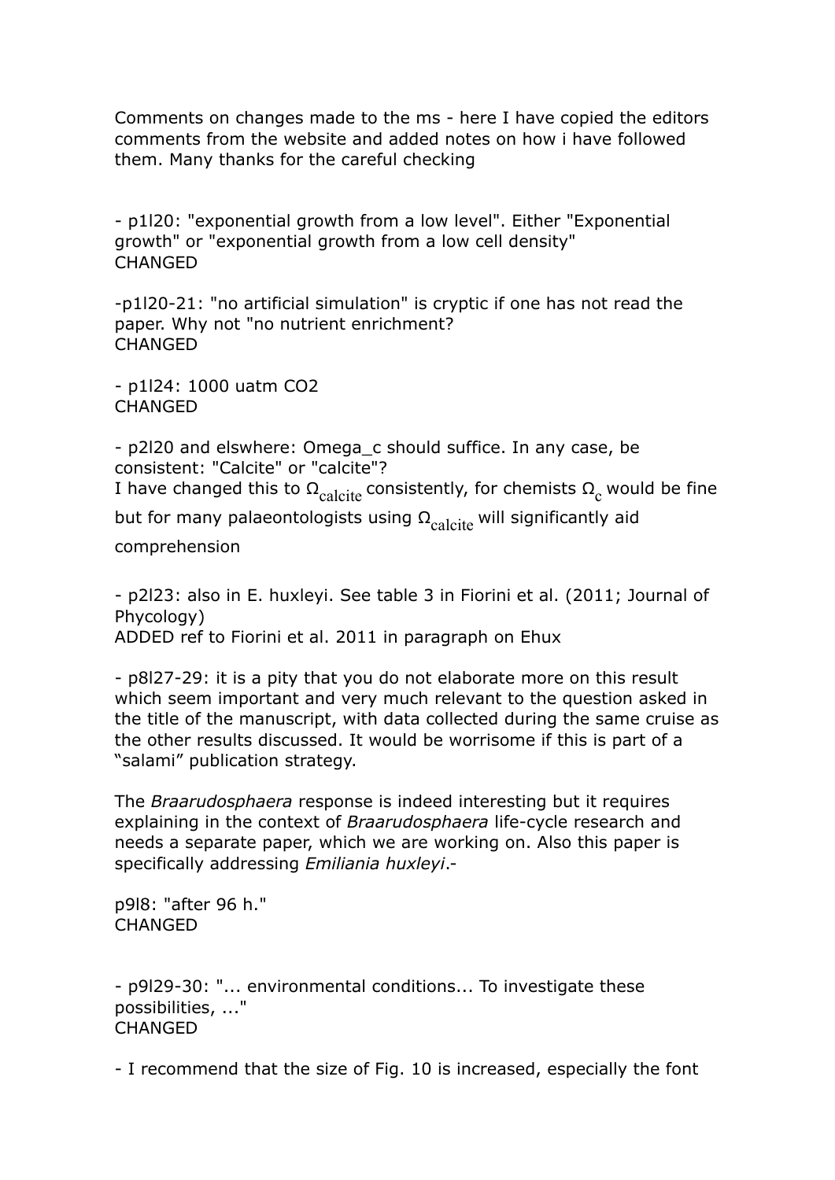Comments on changes made to the ms - here I have copied the editors comments from the website and added notes on how i have followed them. Many thanks for the careful checking

- p1l20: "exponential growth from a low level". Either "Exponential growth" or "exponential growth from a low cell density"
CHANGED

-p1l20-21: "no artificial simulation" is cryptic if one has not read the paper. Why not "no nutrient enrichment?
CHANGED

- p1l24: 1000 uatm CO2
CHANGED

- p2l20 and elswhere: Omega_c should suffice. In any case, be consistent: "Calcite" or "calcite"?
I have changed this to $\Omega_{calcite}$ consistently, for chemists $\Omega_c$ would be fine but for many palaeontologists using $\Omega_{calcite}$ will significantly aid comprehension

- p2l23: also in E. huxleyi. See table 3 in Fiorini et al. (2011; Journal of Phycology)
ADDED ref to Fiorini et al. 2011 in paragraph on Ehux

- p8l27-29: it is a pity that you do not elaborate more on this result which seem important and very much relevant to the question asked in the title of the manuscript, with data collected during the same cruise as the other results discussed. It would be worrisome if this is part of a "salami" publication strategy.

The *Braarudosphaera* response is indeed interesting but it requires explaining in the context of *Braarudosphaera* life-cycle research and needs a separate paper, which we are working on. Also this paper is specifically addressing *Emiliania huxleyi*.-

p9l8: "after 96 h."
CHANGED

- p9l29-30: "... environmental conditions... To investigate these possibilities, ..."
CHANGED

- I recommend that the size of Fig. 10 is increased, especially the font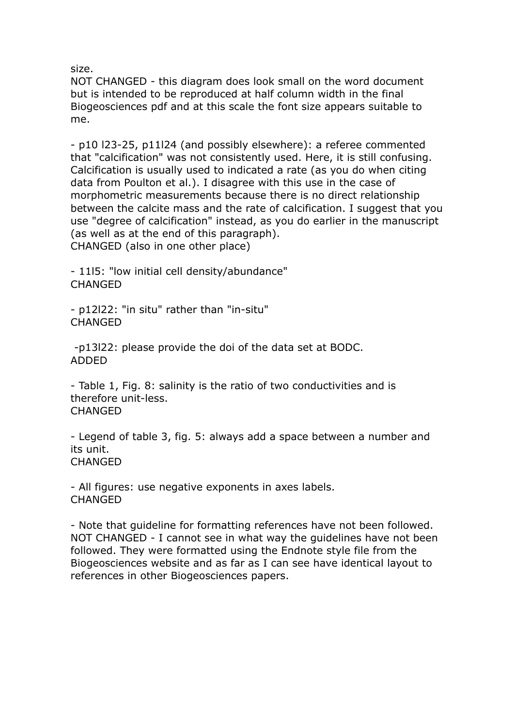size.
NOT CHANGED - this diagram does look small on the word document but is intended to be reproduced at half column width in the final Biogeosciences pdf and at this scale the font size appears suitable to me.

- p10 l23-25, p11l24 (and possibly elsewhere): a referee commented that "calcification" was not consistently used. Here, it is still confusing. Calcification is usually used to indicated a rate (as you do when citing data from Poulton et al.). I disagree with this use in the case of morphometric measurements because there is no direct relationship between the calcite mass and the rate of calcification. I suggest that you use "degree of calcification" instead, as you do earlier in the manuscript (as well as at the end of this paragraph).
CHANGED (also in one other place)

- 11l5: "low initial cell density/abundance"
CHANGED

- p12l22: "in situ" rather than "in-situ"
CHANGED

-p13l22: please provide the doi of the data set at BODC.
ADDED

- Table 1, Fig. 8: salinity is the ratio of two conductivities and is therefore unit-less.
CHANGED

- Legend of table 3, fig. 5: always add a space between a number and its unit.
CHANGED

- All figures: use negative exponents in axes labels.
CHANGED

- Note that guideline for formatting references have not been followed.
NOT CHANGED - I cannot see in what way the guidelines have not been followed. They were formatted using the Endnote style file from the Biogeosciences website and as far as I can see have identical layout to references in other Biogeosciences papers.